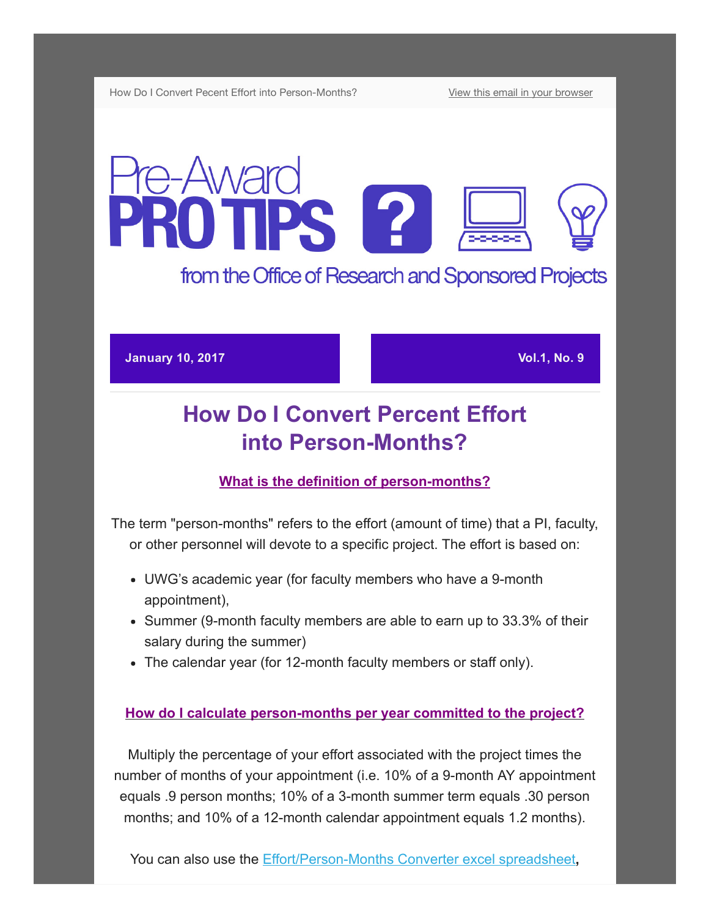How Do I Convert Pecent Effort into Person-Months? View this email in your browser

# Pre-Award PRO TIPS

from the Office of Research and Sponsored Projects

**January 10, 2017** **Vol.1, No. 9**

## How Do I Convert Percent Effort into Person-Months?

### What is the definition of person-months?

The term "person-months" refers to the effort (amount of time) that a PI, faculty, or other personnel will devote to a specific project. The effort is based on:

- UWG's academic year (for faculty members who have a 9-month appointment),
- Summer (9-month faculty members are able to earn up to 33.3% of their salary during the summer)
- The calendar year (for 12-month faculty members or staff only).

### How do I calculate person-months per year committed to the project?

Multiply the percentage of your effort associated with the project times the number of months of your appointment (i.e. 10% of a 9-month AY appointment equals .9 person months; 10% of a 3-month summer term equals .30 person months; and 10% of a 12-month calendar appointment equals 1.2 months).

You can also use the Effort/Person-Months Converter excel spreadsheet,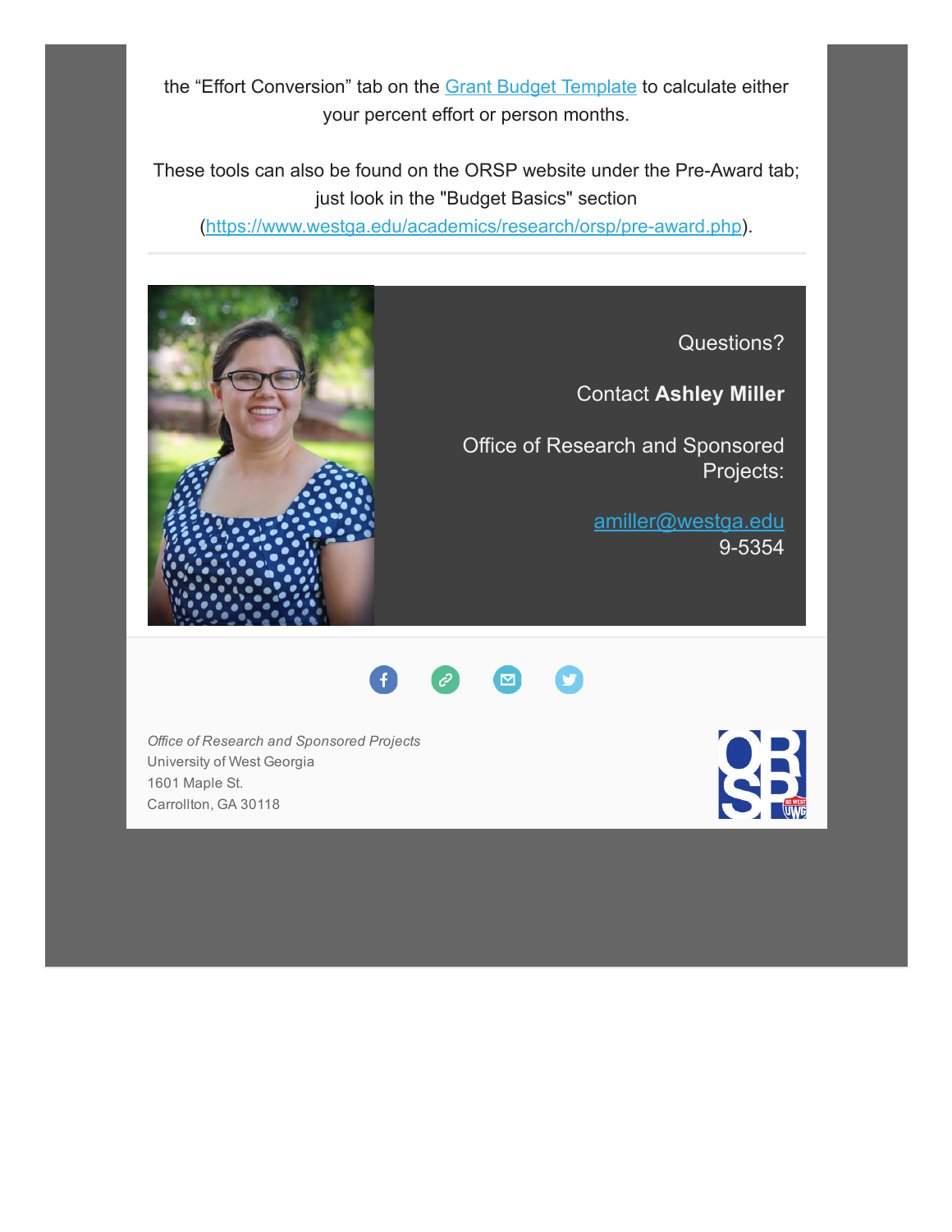the "Effort Conversion" tab on the Grant Budget Template to calculate either your percent effort or person months.

These tools can also be found on the ORSP website under the Pre-Award tab; just look in the "Budget Basics" section (https://www.westga.edu/academics/research/orsp/pre-award.php).

---

Questions?

Contact **Ashley Miller**

Office of Research and Sponsored Projects:

amiller@westga.edu
9-5354

*Office of Research and Sponsored Projects*
University of West Georgia
1601 Maple St.
Carrollton, GA 30118